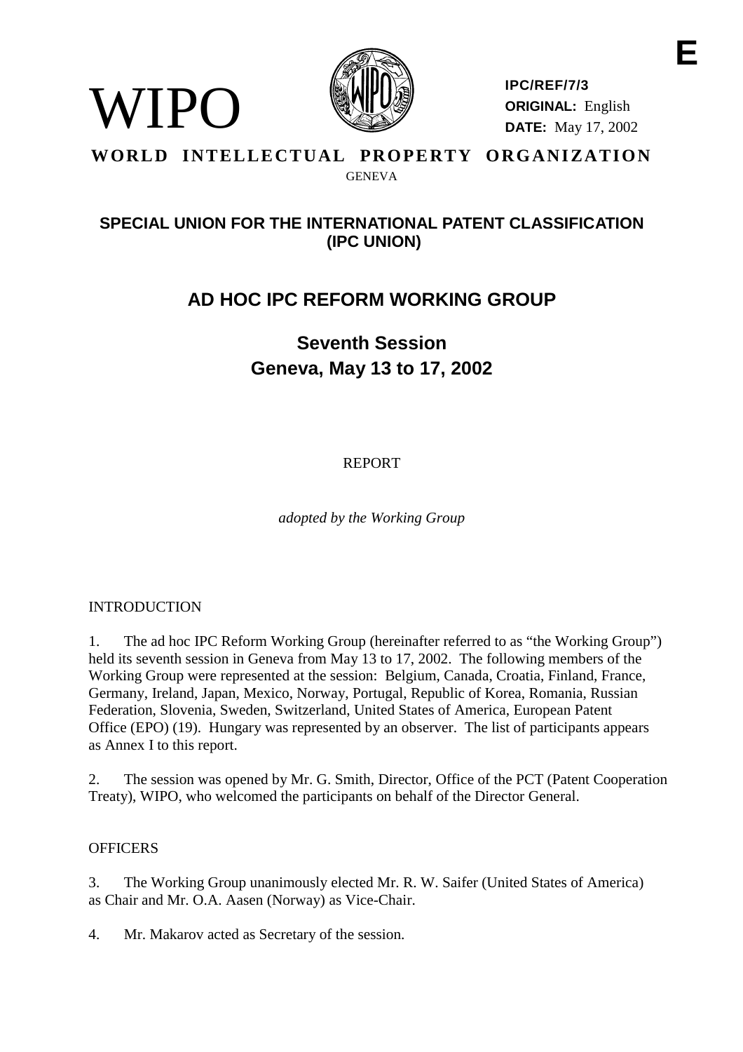# WIPO

**E**

**IPC/REF/7/3**
**ORIGINAL:** English
**DATE:** May 17, 2002

**WORLD INTELLECTUAL PROPERTY ORGANIZATION**

GENEVA

## SPECIAL UNION FOR THE INTERNATIONAL PATENT CLASSIFICATION (IPC UNION)

## AD HOC IPC REFORM WORKING GROUP

### Seventh Session
### Geneva, May 13 to 17, 2002

REPORT

*adopted by the Working Group*

INTRODUCTION

1. The ad hoc IPC Reform Working Group (hereinafter referred to as "the Working Group") held its seventh session in Geneva from May 13 to 17, 2002. The following members of the Working Group were represented at the session: Belgium, Canada, Croatia, Finland, France, Germany, Ireland, Japan, Mexico, Norway, Portugal, Republic of Korea, Romania, Russian Federation, Slovenia, Sweden, Switzerland, United States of America, European Patent Office (EPO) (19). Hungary was represented by an observer. The list of participants appears as Annex I to this report.

2. The session was opened by Mr. G. Smith, Director, Office of the PCT (Patent Cooperation Treaty), WIPO, who welcomed the participants on behalf of the Director General.

OFFICERS

3. The Working Group unanimously elected Mr. R. W. Saifer (United States of America) as Chair and Mr. O.A. Aasen (Norway) as Vice-Chair.

4. Mr. Makarov acted as Secretary of the session.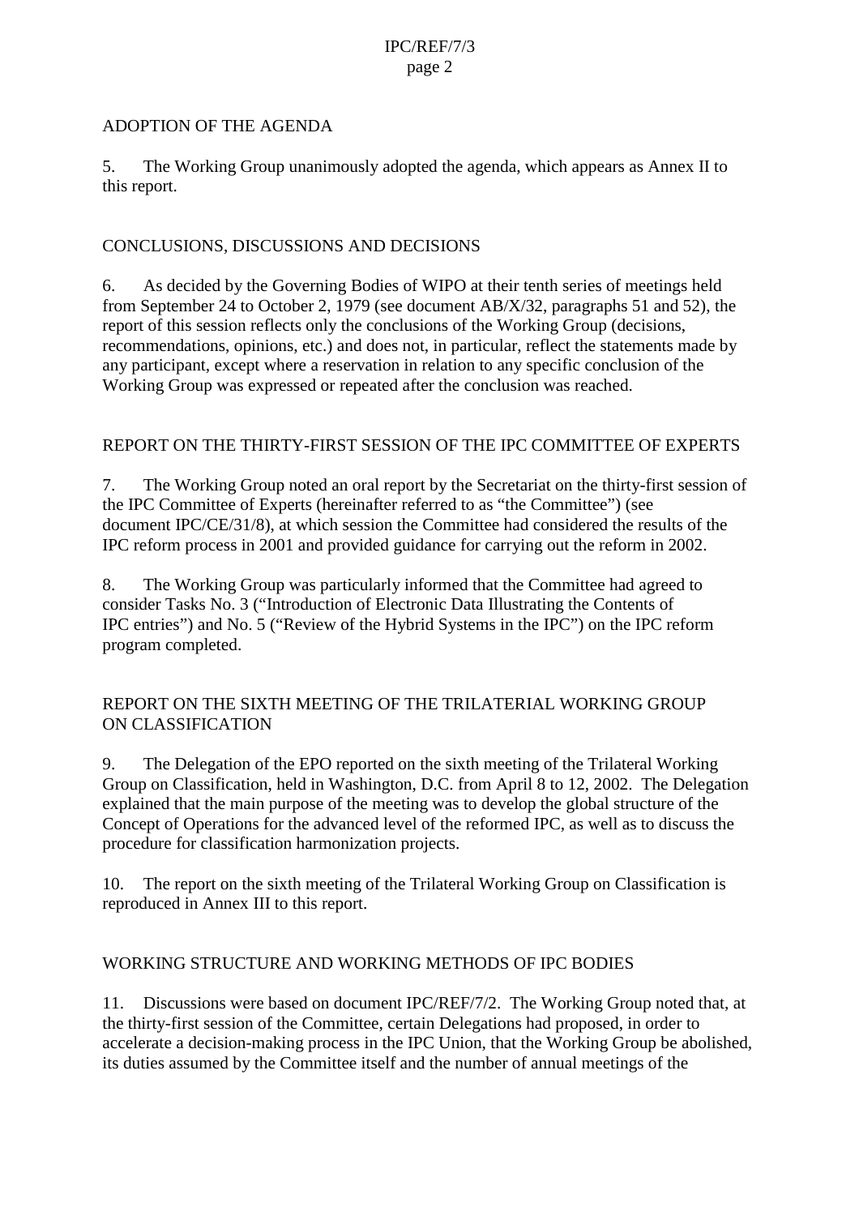## ADOPTION OF THE AGENDA

5. The Working Group unanimously adopted the agenda, which appears as Annex II to this report.

## CONCLUSIONS, DISCUSSIONS AND DECISIONS

6. As decided by the Governing Bodies of WIPO at their tenth series of meetings held from September 24 to October 2, 1979 (see document AB/X/32, paragraphs 51 and 52), the report of this session reflects only the conclusions of the Working Group (decisions, recommendations, opinions, etc.) and does not, in particular, reflect the statements made by any participant, except where a reservation in relation to any specific conclusion of the Working Group was expressed or repeated after the conclusion was reached.

## REPORT ON THE THIRTY-FIRST SESSION OF THE IPC COMMITTEE OF EXPERTS

7. The Working Group noted an oral report by the Secretariat on the thirty-first session of the IPC Committee of Experts (hereinafter referred to as "the Committee") (see document IPC/CE/31/8), at which session the Committee had considered the results of the IPC reform process in 2001 and provided guidance for carrying out the reform in 2002.

8. The Working Group was particularly informed that the Committee had agreed to consider Tasks No. 3 ("Introduction of Electronic Data Illustrating the Contents of IPC entries") and No. 5 ("Review of the Hybrid Systems in the IPC") on the IPC reform program completed.

## REPORT ON THE SIXTH MEETING OF THE TRILATERIAL WORKING GROUP ON CLASSIFICATION

9. The Delegation of the EPO reported on the sixth meeting of the Trilateral Working Group on Classification, held in Washington, D.C. from April 8 to 12, 2002. The Delegation explained that the main purpose of the meeting was to develop the global structure of the Concept of Operations for the advanced level of the reformed IPC, as well as to discuss the procedure for classification harmonization projects.

10. The report on the sixth meeting of the Trilateral Working Group on Classification is reproduced in Annex III to this report.

## WORKING STRUCTURE AND WORKING METHODS OF IPC BODIES

11. Discussions were based on document IPC/REF/7/2. The Working Group noted that, at the thirty-first session of the Committee, certain Delegations had proposed, in order to accelerate a decision-making process in the IPC Union, that the Working Group be abolished, its duties assumed by the Committee itself and the number of annual meetings of the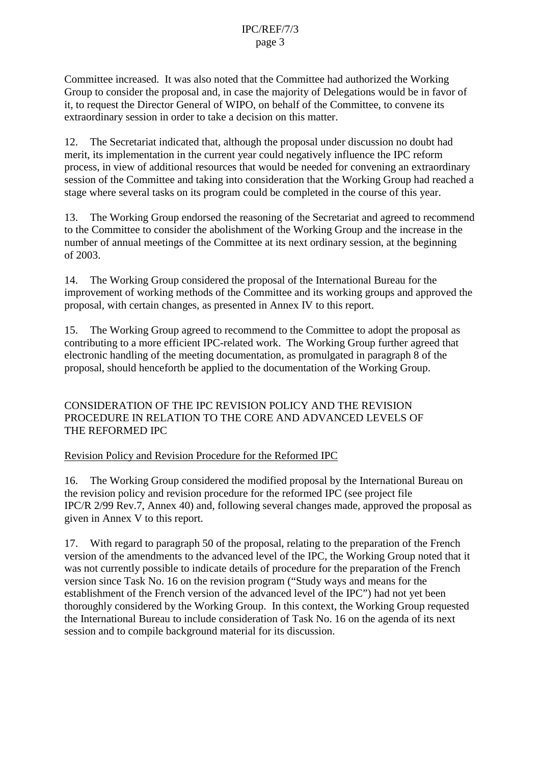Committee increased. It was also noted that the Committee had authorized the Working Group to consider the proposal and, in case the majority of Delegations would be in favor of it, to request the Director General of WIPO, on behalf of the Committee, to convene its extraordinary session in order to take a decision on this matter.

12. The Secretariat indicated that, although the proposal under discussion no doubt had merit, its implementation in the current year could negatively influence the IPC reform process, in view of additional resources that would be needed for convening an extraordinary session of the Committee and taking into consideration that the Working Group had reached a stage where several tasks on its program could be completed in the course of this year.

13. The Working Group endorsed the reasoning of the Secretariat and agreed to recommend to the Committee to consider the abolishment of the Working Group and the increase in the number of annual meetings of the Committee at its next ordinary session, at the beginning of 2003.

14. The Working Group considered the proposal of the International Bureau for the improvement of working methods of the Committee and its working groups and approved the proposal, with certain changes, as presented in Annex IV to this report.

15. The Working Group agreed to recommend to the Committee to adopt the proposal as contributing to a more efficient IPC-related work. The Working Group further agreed that electronic handling of the meeting documentation, as promulgated in paragraph 8 of the proposal, should henceforth be applied to the documentation of the Working Group.

## CONSIDERATION OF THE IPC REVISION POLICY AND THE REVISION PROCEDURE IN RELATION TO THE CORE AND ADVANCED LEVELS OF THE REFORMED IPC

### Revision Policy and Revision Procedure for the Reformed IPC

16. The Working Group considered the modified proposal by the International Bureau on the revision policy and revision procedure for the reformed IPC (see project file IPC/R 2/99 Rev.7, Annex 40) and, following several changes made, approved the proposal as given in Annex V to this report.

17. With regard to paragraph 50 of the proposal, relating to the preparation of the French version of the amendments to the advanced level of the IPC, the Working Group noted that it was not currently possible to indicate details of procedure for the preparation of the French version since Task No. 16 on the revision program ("Study ways and means for the establishment of the French version of the advanced level of the IPC") had not yet been thoroughly considered by the Working Group. In this context, the Working Group requested the International Bureau to include consideration of Task No. 16 on the agenda of its next session and to compile background material for its discussion.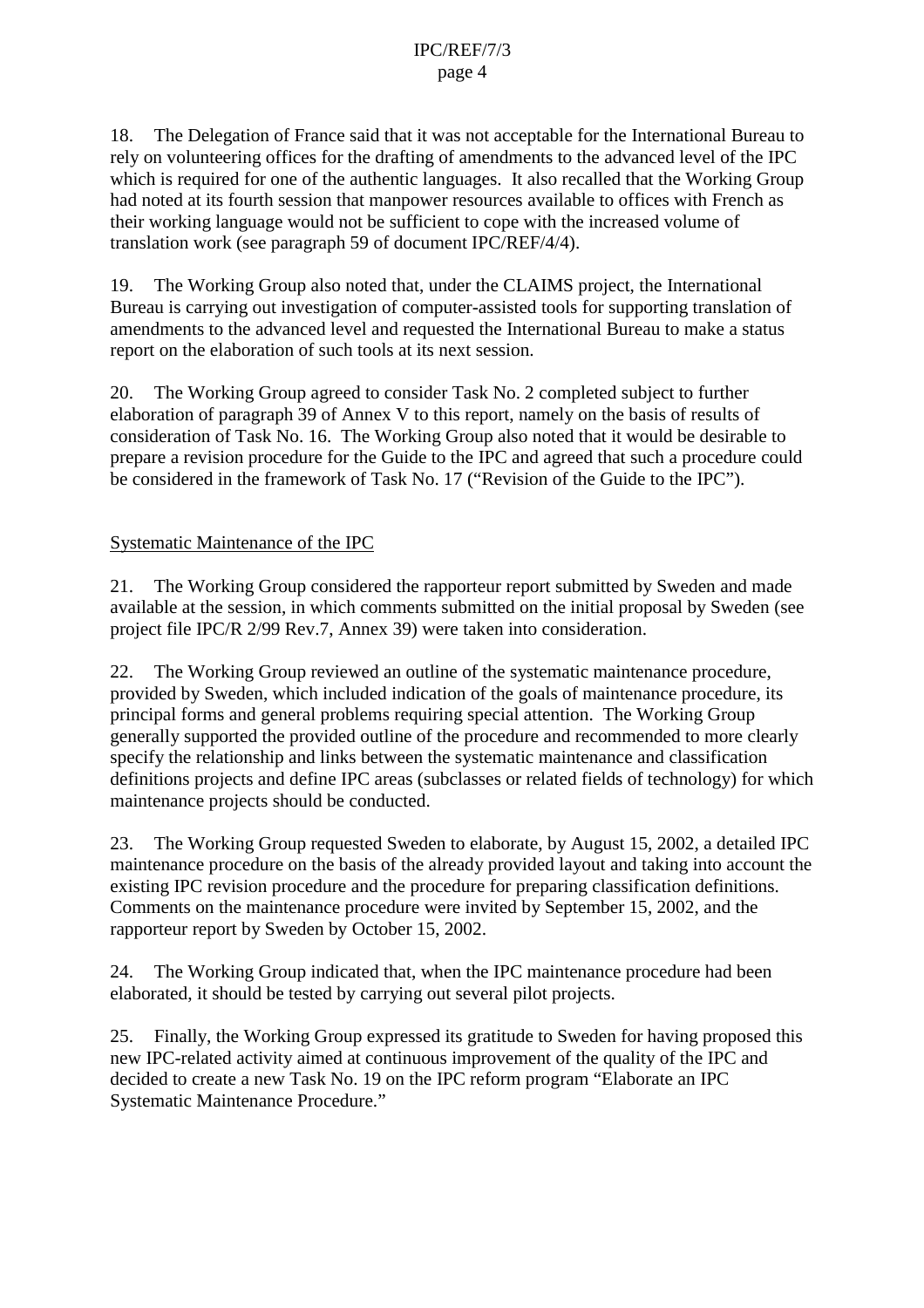18. The Delegation of France said that it was not acceptable for the International Bureau to rely on volunteering offices for the drafting of amendments to the advanced level of the IPC which is required for one of the authentic languages. It also recalled that the Working Group had noted at its fourth session that manpower resources available to offices with French as their working language would not be sufficient to cope with the increased volume of translation work (see paragraph 59 of document IPC/REF/4/4).

19. The Working Group also noted that, under the CLAIMS project, the International Bureau is carrying out investigation of computer-assisted tools for supporting translation of amendments to the advanced level and requested the International Bureau to make a status report on the elaboration of such tools at its next session.

20. The Working Group agreed to consider Task No. 2 completed subject to further elaboration of paragraph 39 of Annex V to this report, namely on the basis of results of consideration of Task No. 16. The Working Group also noted that it would be desirable to prepare a revision procedure for the Guide to the IPC and agreed that such a procedure could be considered in the framework of Task No. 17 ("Revision of the Guide to the IPC").

Systematic Maintenance of the IPC

21. The Working Group considered the rapporteur report submitted by Sweden and made available at the session, in which comments submitted on the initial proposal by Sweden (see project file IPC/R 2/99 Rev.7, Annex 39) were taken into consideration.

22. The Working Group reviewed an outline of the systematic maintenance procedure, provided by Sweden, which included indication of the goals of maintenance procedure, its principal forms and general problems requiring special attention. The Working Group generally supported the provided outline of the procedure and recommended to more clearly specify the relationship and links between the systematic maintenance and classification definitions projects and define IPC areas (subclasses or related fields of technology) for which maintenance projects should be conducted.

23. The Working Group requested Sweden to elaborate, by August 15, 2002, a detailed IPC maintenance procedure on the basis of the already provided layout and taking into account the existing IPC revision procedure and the procedure for preparing classification definitions. Comments on the maintenance procedure were invited by September 15, 2002, and the rapporteur report by Sweden by October 15, 2002.

24. The Working Group indicated that, when the IPC maintenance procedure had been elaborated, it should be tested by carrying out several pilot projects.

25. Finally, the Working Group expressed its gratitude to Sweden for having proposed this new IPC-related activity aimed at continuous improvement of the quality of the IPC and decided to create a new Task No. 19 on the IPC reform program "Elaborate an IPC Systematic Maintenance Procedure."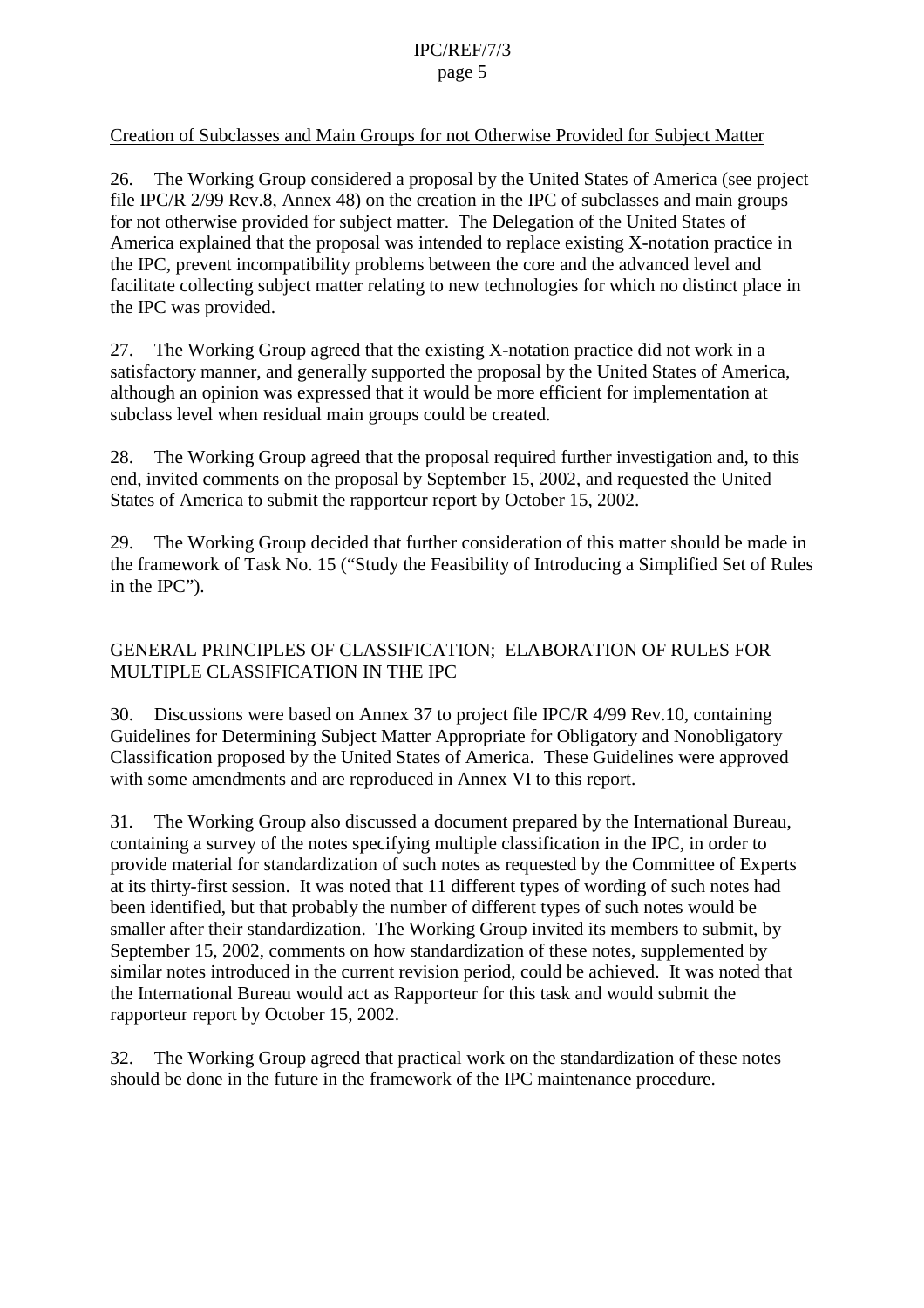Creation of Subclasses and Main Groups for not Otherwise Provided for Subject Matter

26. The Working Group considered a proposal by the United States of America (see project file IPC/R 2/99 Rev.8, Annex 48) on the creation in the IPC of subclasses and main groups for not otherwise provided for subject matter. The Delegation of the United States of America explained that the proposal was intended to replace existing X-notation practice in the IPC, prevent incompatibility problems between the core and the advanced level and facilitate collecting subject matter relating to new technologies for which no distinct place in the IPC was provided.

27. The Working Group agreed that the existing X-notation practice did not work in a satisfactory manner, and generally supported the proposal by the United States of America, although an opinion was expressed that it would be more efficient for implementation at subclass level when residual main groups could be created.

28. The Working Group agreed that the proposal required further investigation and, to this end, invited comments on the proposal by September 15, 2002, and requested the United States of America to submit the rapporteur report by October 15, 2002.

29. The Working Group decided that further consideration of this matter should be made in the framework of Task No. 15 ("Study the Feasibility of Introducing a Simplified Set of Rules in the IPC").

## GENERAL PRINCIPLES OF CLASSIFICATION; ELABORATION OF RULES FOR MULTIPLE CLASSIFICATION IN THE IPC

30. Discussions were based on Annex 37 to project file IPC/R 4/99 Rev.10, containing Guidelines for Determining Subject Matter Appropriate for Obligatory and Nonobligatory Classification proposed by the United States of America. These Guidelines were approved with some amendments and are reproduced in Annex VI to this report.

31. The Working Group also discussed a document prepared by the International Bureau, containing a survey of the notes specifying multiple classification in the IPC, in order to provide material for standardization of such notes as requested by the Committee of Experts at its thirty-first session. It was noted that 11 different types of wording of such notes had been identified, but that probably the number of different types of such notes would be smaller after their standardization. The Working Group invited its members to submit, by September 15, 2002, comments on how standardization of these notes, supplemented by similar notes introduced in the current revision period, could be achieved. It was noted that the International Bureau would act as Rapporteur for this task and would submit the rapporteur report by October 15, 2002.

32. The Working Group agreed that practical work on the standardization of these notes should be done in the future in the framework of the IPC maintenance procedure.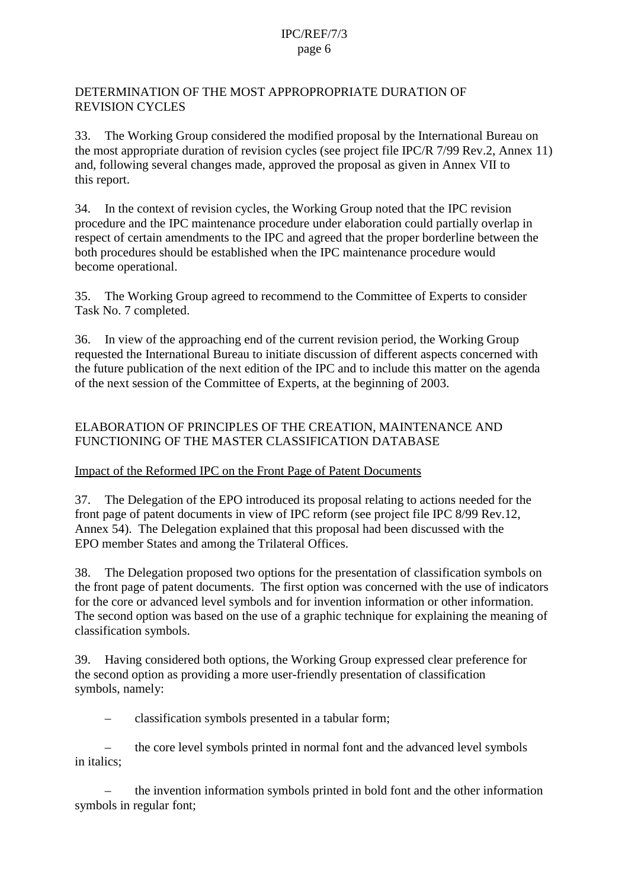## DETERMINATION OF THE MOST APPROPROPRIATE DURATION OF REVISION CYCLES

33. The Working Group considered the modified proposal by the International Bureau on the most appropriate duration of revision cycles (see project file IPC/R 7/99 Rev.2, Annex 11) and, following several changes made, approved the proposal as given in Annex VII to this report.

34. In the context of revision cycles, the Working Group noted that the IPC revision procedure and the IPC maintenance procedure under elaboration could partially overlap in respect of certain amendments to the IPC and agreed that the proper borderline between the both procedures should be established when the IPC maintenance procedure would become operational.

35. The Working Group agreed to recommend to the Committee of Experts to consider Task No. 7 completed.

36. In view of the approaching end of the current revision period, the Working Group requested the International Bureau to initiate discussion of different aspects concerned with the future publication of the next edition of the IPC and to include this matter on the agenda of the next session of the Committee of Experts, at the beginning of 2003.

## ELABORATION OF PRINCIPLES OF THE CREATION, MAINTENANCE AND FUNCTIONING OF THE MASTER CLASSIFICATION DATABASE

### Impact of the Reformed IPC on the Front Page of Patent Documents

37. The Delegation of the EPO introduced its proposal relating to actions needed for the front page of patent documents in view of IPC reform (see project file IPC 8/99 Rev.12, Annex 54). The Delegation explained that this proposal had been discussed with the EPO member States and among the Trilateral Offices.

38. The Delegation proposed two options for the presentation of classification symbols on the front page of patent documents. The first option was concerned with the use of indicators for the core or advanced level symbols and for invention information or other information. The second option was based on the use of a graphic technique for explaining the meaning of classification symbols.

39. Having considered both options, the Working Group expressed clear preference for the second option as providing a more user-friendly presentation of classification symbols, namely:

– classification symbols presented in a tabular form;

– the core level symbols printed in normal font and the advanced level symbols in italics;

– the invention information symbols printed in bold font and the other information symbols in regular font;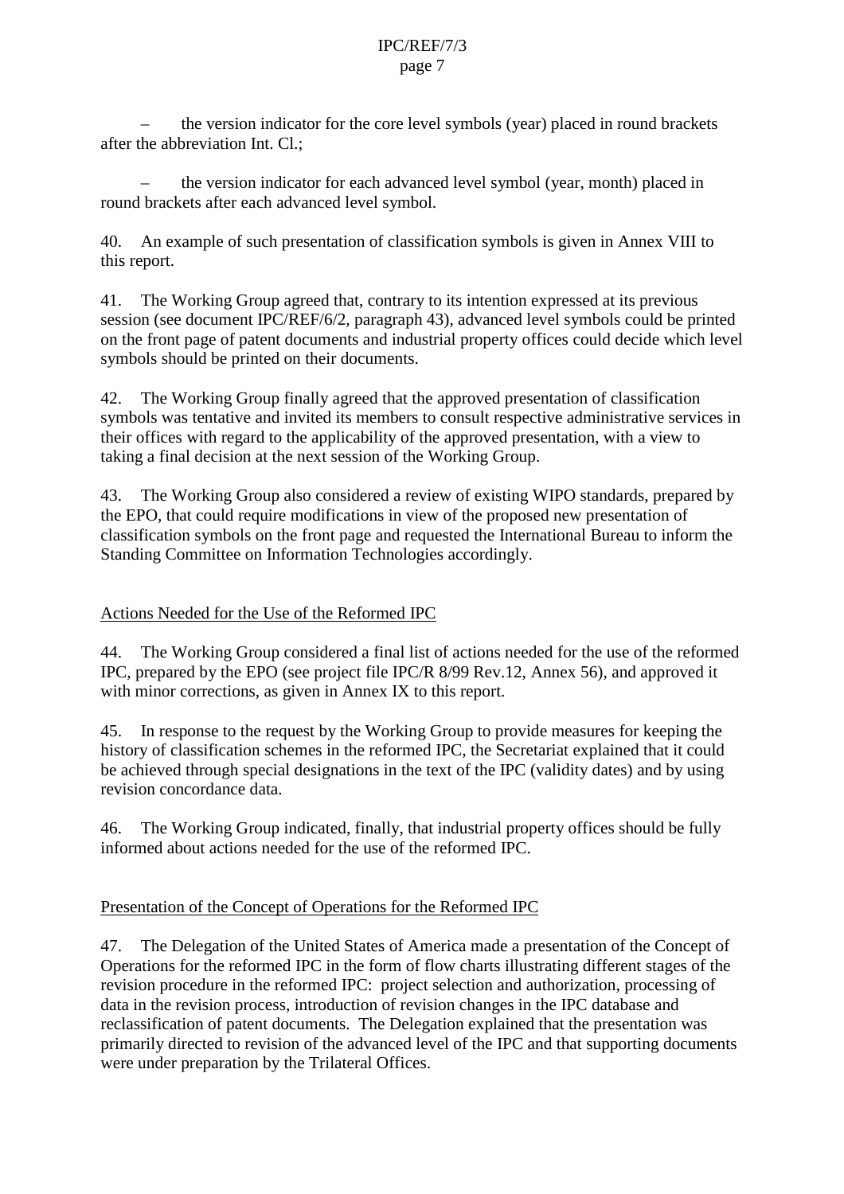– the version indicator for the core level symbols (year) placed in round brackets after the abbreviation Int. Cl.;

– the version indicator for each advanced level symbol (year, month) placed in round brackets after each advanced level symbol.

40. An example of such presentation of classification symbols is given in Annex VIII to this report.

41. The Working Group agreed that, contrary to its intention expressed at its previous session (see document IPC/REF/6/2, paragraph 43), advanced level symbols could be printed on the front page of patent documents and industrial property offices could decide which level symbols should be printed on their documents.

42. The Working Group finally agreed that the approved presentation of classification symbols was tentative and invited its members to consult respective administrative services in their offices with regard to the applicability of the approved presentation, with a view to taking a final decision at the next session of the Working Group.

43. The Working Group also considered a review of existing WIPO standards, prepared by the EPO, that could require modifications in view of the proposed new presentation of classification symbols on the front page and requested the International Bureau to inform the Standing Committee on Information Technologies accordingly.

## Actions Needed for the Use of the Reformed IPC

44. The Working Group considered a final list of actions needed for the use of the reformed IPC, prepared by the EPO (see project file IPC/R 8/99 Rev.12, Annex 56), and approved it with minor corrections, as given in Annex IX to this report.

45. In response to the request by the Working Group to provide measures for keeping the history of classification schemes in the reformed IPC, the Secretariat explained that it could be achieved through special designations in the text of the IPC (validity dates) and by using revision concordance data.

46. The Working Group indicated, finally, that industrial property offices should be fully informed about actions needed for the use of the reformed IPC.

## Presentation of the Concept of Operations for the Reformed IPC

47. The Delegation of the United States of America made a presentation of the Concept of Operations for the reformed IPC in the form of flow charts illustrating different stages of the revision procedure in the reformed IPC: project selection and authorization, processing of data in the revision process, introduction of revision changes in the IPC database and reclassification of patent documents. The Delegation explained that the presentation was primarily directed to revision of the advanced level of the IPC and that supporting documents were under preparation by the Trilateral Offices.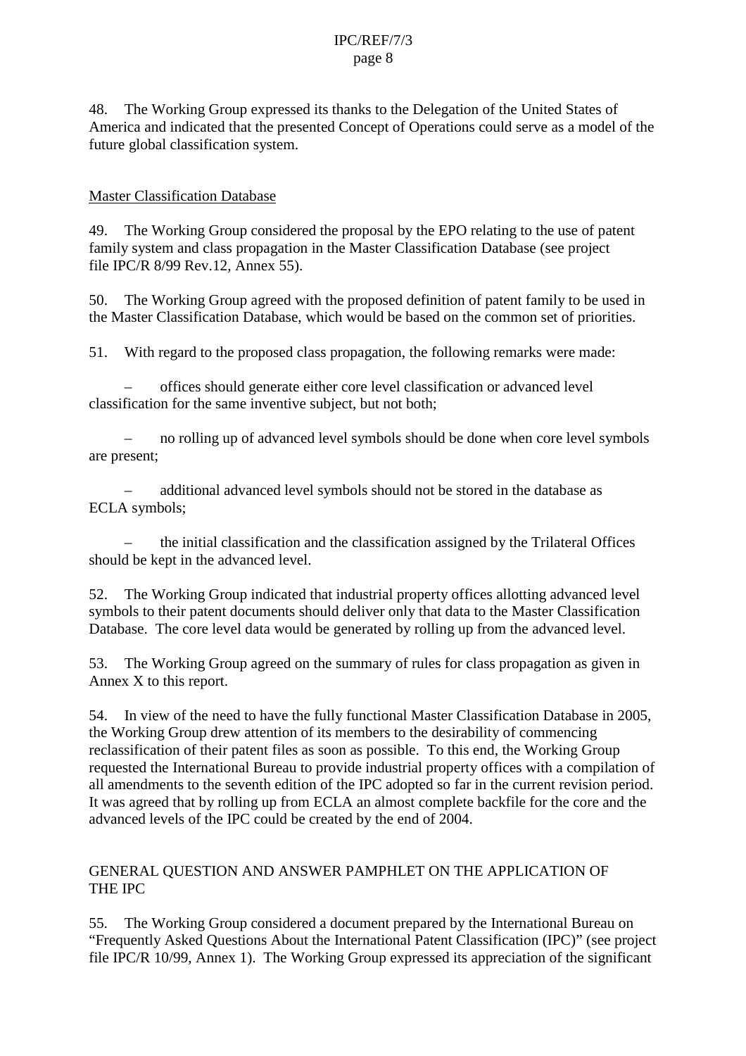48. The Working Group expressed its thanks to the Delegation of the United States of America and indicated that the presented Concept of Operations could serve as a model of the future global classification system.

## Master Classification Database

49. The Working Group considered the proposal by the EPO relating to the use of patent family system and class propagation in the Master Classification Database (see project file IPC/R 8/99 Rev.12, Annex 55).

50. The Working Group agreed with the proposed definition of patent family to be used in the Master Classification Database, which would be based on the common set of priorities.

51. With regard to the proposed class propagation, the following remarks were made:

– offices should generate either core level classification or advanced level classification for the same inventive subject, but not both;

– no rolling up of advanced level symbols should be done when core level symbols are present;

– additional advanced level symbols should not be stored in the database as ECLA symbols;

– the initial classification and the classification assigned by the Trilateral Offices should be kept in the advanced level.

52. The Working Group indicated that industrial property offices allotting advanced level symbols to their patent documents should deliver only that data to the Master Classification Database. The core level data would be generated by rolling up from the advanced level.

53. The Working Group agreed on the summary of rules for class propagation as given in Annex X to this report.

54. In view of the need to have the fully functional Master Classification Database in 2005, the Working Group drew attention of its members to the desirability of commencing reclassification of their patent files as soon as possible. To this end, the Working Group requested the International Bureau to provide industrial property offices with a compilation of all amendments to the seventh edition of the IPC adopted so far in the current revision period. It was agreed that by rolling up from ECLA an almost complete backfile for the core and the advanced levels of the IPC could be created by the end of 2004.

## GENERAL QUESTION AND ANSWER PAMPHLET ON THE APPLICATION OF THE IPC

55. The Working Group considered a document prepared by the International Bureau on "Frequently Asked Questions About the International Patent Classification (IPC)" (see project file IPC/R 10/99, Annex 1). The Working Group expressed its appreciation of the significant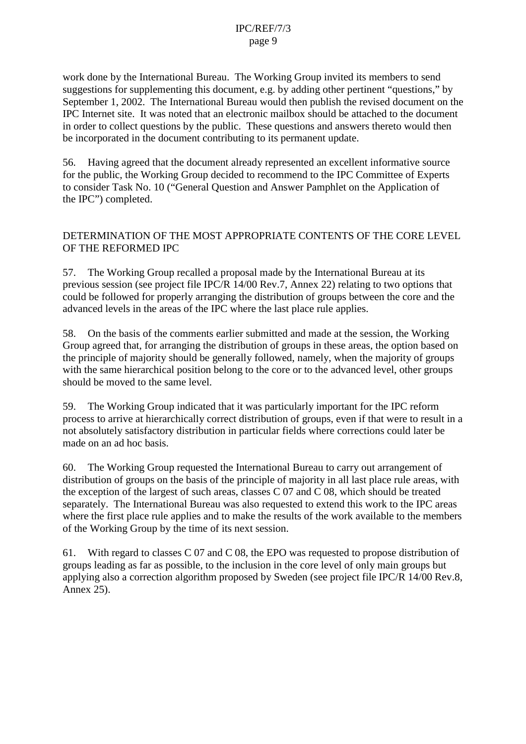work done by the International Bureau. The Working Group invited its members to send suggestions for supplementing this document, e.g. by adding other pertinent "questions," by September 1, 2002. The International Bureau would then publish the revised document on the IPC Internet site. It was noted that an electronic mailbox should be attached to the document in order to collect questions by the public. These questions and answers thereto would then be incorporated in the document contributing to its permanent update.

56. Having agreed that the document already represented an excellent informative source for the public, the Working Group decided to recommend to the IPC Committee of Experts to consider Task No. 10 ("General Question and Answer Pamphlet on the Application of the IPC") completed.

## DETERMINATION OF THE MOST APPROPRIATE CONTENTS OF THE CORE LEVEL OF THE REFORMED IPC

57. The Working Group recalled a proposal made by the International Bureau at its previous session (see project file IPC/R 14/00 Rev.7, Annex 22) relating to two options that could be followed for properly arranging the distribution of groups between the core and the advanced levels in the areas of the IPC where the last place rule applies.

58. On the basis of the comments earlier submitted and made at the session, the Working Group agreed that, for arranging the distribution of groups in these areas, the option based on the principle of majority should be generally followed, namely, when the majority of groups with the same hierarchical position belong to the core or to the advanced level, other groups should be moved to the same level.

59. The Working Group indicated that it was particularly important for the IPC reform process to arrive at hierarchically correct distribution of groups, even if that were to result in a not absolutely satisfactory distribution in particular fields where corrections could later be made on an ad hoc basis.

60. The Working Group requested the International Bureau to carry out arrangement of distribution of groups on the basis of the principle of majority in all last place rule areas, with the exception of the largest of such areas, classes C 07 and C 08, which should be treated separately. The International Bureau was also requested to extend this work to the IPC areas where the first place rule applies and to make the results of the work available to the members of the Working Group by the time of its next session.

61. With regard to classes C 07 and C 08, the EPO was requested to propose distribution of groups leading as far as possible, to the inclusion in the core level of only main groups but applying also a correction algorithm proposed by Sweden (see project file IPC/R 14/00 Rev.8, Annex 25).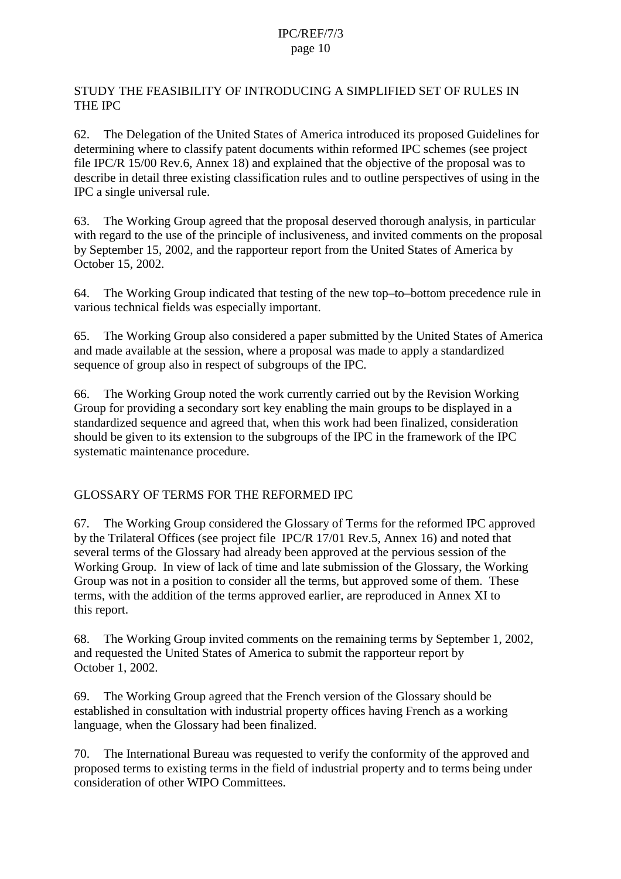## STUDY THE FEASIBILITY OF INTRODUCING A SIMPLIFIED SET OF RULES IN THE IPC

62. The Delegation of the United States of America introduced its proposed Guidelines for determining where to classify patent documents within reformed IPC schemes (see project file IPC/R 15/00 Rev.6, Annex 18) and explained that the objective of the proposal was to describe in detail three existing classification rules and to outline perspectives of using in the IPC a single universal rule.

63. The Working Group agreed that the proposal deserved thorough analysis, in particular with regard to the use of the principle of inclusiveness, and invited comments on the proposal by September 15, 2002, and the rapporteur report from the United States of America by October 15, 2002.

64. The Working Group indicated that testing of the new top–to–bottom precedence rule in various technical fields was especially important.

65. The Working Group also considered a paper submitted by the United States of America and made available at the session, where a proposal was made to apply a standardized sequence of group also in respect of subgroups of the IPC.

66. The Working Group noted the work currently carried out by the Revision Working Group for providing a secondary sort key enabling the main groups to be displayed in a standardized sequence and agreed that, when this work had been finalized, consideration should be given to its extension to the subgroups of the IPC in the framework of the IPC systematic maintenance procedure.

## GLOSSARY OF TERMS FOR THE REFORMED IPC

67. The Working Group considered the Glossary of Terms for the reformed IPC approved by the Trilateral Offices (see project file IPC/R 17/01 Rev.5, Annex 16) and noted that several terms of the Glossary had already been approved at the pervious session of the Working Group. In view of lack of time and late submission of the Glossary, the Working Group was not in a position to consider all the terms, but approved some of them. These terms, with the addition of the terms approved earlier, are reproduced in Annex XI to this report.

68. The Working Group invited comments on the remaining terms by September 1, 2002, and requested the United States of America to submit the rapporteur report by October 1, 2002.

69. The Working Group agreed that the French version of the Glossary should be established in consultation with industrial property offices having French as a working language, when the Glossary had been finalized.

70. The International Bureau was requested to verify the conformity of the approved and proposed terms to existing terms in the field of industrial property and to terms being under consideration of other WIPO Committees.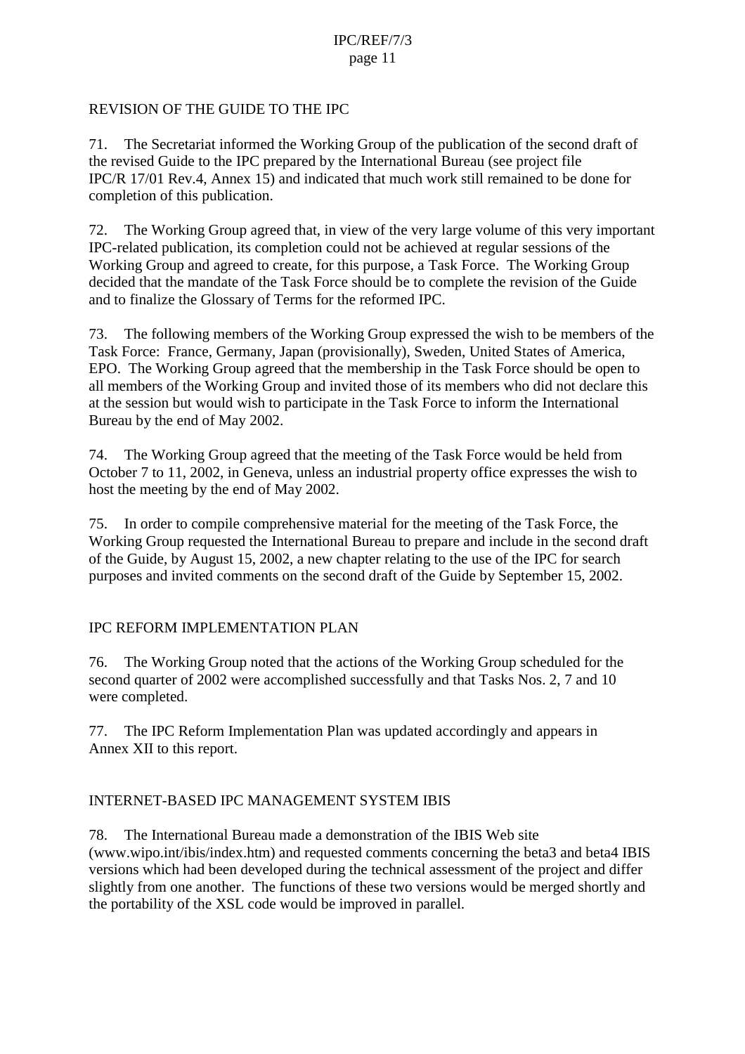## REVISION OF THE GUIDE TO THE IPC

71. The Secretariat informed the Working Group of the publication of the second draft of the revised Guide to the IPC prepared by the International Bureau (see project file IPC/R 17/01 Rev.4, Annex 15) and indicated that much work still remained to be done for completion of this publication.

72. The Working Group agreed that, in view of the very large volume of this very important IPC-related publication, its completion could not be achieved at regular sessions of the Working Group and agreed to create, for this purpose, a Task Force. The Working Group decided that the mandate of the Task Force should be to complete the revision of the Guide and to finalize the Glossary of Terms for the reformed IPC.

73. The following members of the Working Group expressed the wish to be members of the Task Force: France, Germany, Japan (provisionally), Sweden, United States of America, EPO. The Working Group agreed that the membership in the Task Force should be open to all members of the Working Group and invited those of its members who did not declare this at the session but would wish to participate in the Task Force to inform the International Bureau by the end of May 2002.

74. The Working Group agreed that the meeting of the Task Force would be held from October 7 to 11, 2002, in Geneva, unless an industrial property office expresses the wish to host the meeting by the end of May 2002.

75. In order to compile comprehensive material for the meeting of the Task Force, the Working Group requested the International Bureau to prepare and include in the second draft of the Guide, by August 15, 2002, a new chapter relating to the use of the IPC for search purposes and invited comments on the second draft of the Guide by September 15, 2002.

## IPC REFORM IMPLEMENTATION PLAN

76. The Working Group noted that the actions of the Working Group scheduled for the second quarter of 2002 were accomplished successfully and that Tasks Nos. 2, 7 and 10 were completed.

77. The IPC Reform Implementation Plan was updated accordingly and appears in Annex XII to this report.

## INTERNET-BASED IPC MANAGEMENT SYSTEM IBIS

78. The International Bureau made a demonstration of the IBIS Web site (www.wipo.int/ibis/index.htm) and requested comments concerning the beta3 and beta4 IBIS versions which had been developed during the technical assessment of the project and differ slightly from one another. The functions of these two versions would be merged shortly and the portability of the XSL code would be improved in parallel.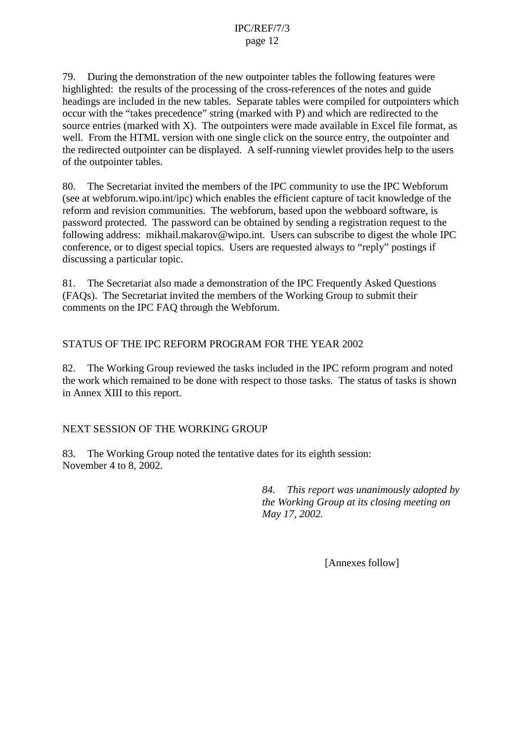79. During the demonstration of the new outpointer tables the following features were highlighted: the results of the processing of the cross-references of the notes and guide headings are included in the new tables. Separate tables were compiled for outpointers which occur with the "takes precedence" string (marked with P) and which are redirected to the source entries (marked with X). The outpointers were made available in Excel file format, as well. From the HTML version with one single click on the source entry, the outpointer and the redirected outpointer can be displayed. A self-running viewlet provides help to the users of the outpointer tables.

80. The Secretariat invited the members of the IPC community to use the IPC Webforum (see at webforum.wipo.int/ipc) which enables the efficient capture of tacit knowledge of the reform and revision communities. The webforum, based upon the webboard software, is password protected. The password can be obtained by sending a registration request to the following address: mikhail.makarov@wipo.int. Users can subscribe to digest the whole IPC conference, or to digest special topics. Users are requested always to "reply" postings if discussing a particular topic.

81. The Secretariat also made a demonstration of the IPC Frequently Asked Questions (FAQs). The Secretariat invited the members of the Working Group to submit their comments on the IPC FAQ through the Webforum.

## STATUS OF THE IPC REFORM PROGRAM FOR THE YEAR 2002

82. The Working Group reviewed the tasks included in the IPC reform program and noted the work which remained to be done with respect to those tasks. The status of tasks is shown in Annex XIII to this report.

## NEXT SESSION OF THE WORKING GROUP

83. The Working Group noted the tentative dates for its eighth session: November 4 to 8, 2002.

*84. This report was unanimously adopted by the Working Group at its closing meeting on May 17, 2002.*

[Annexes follow]